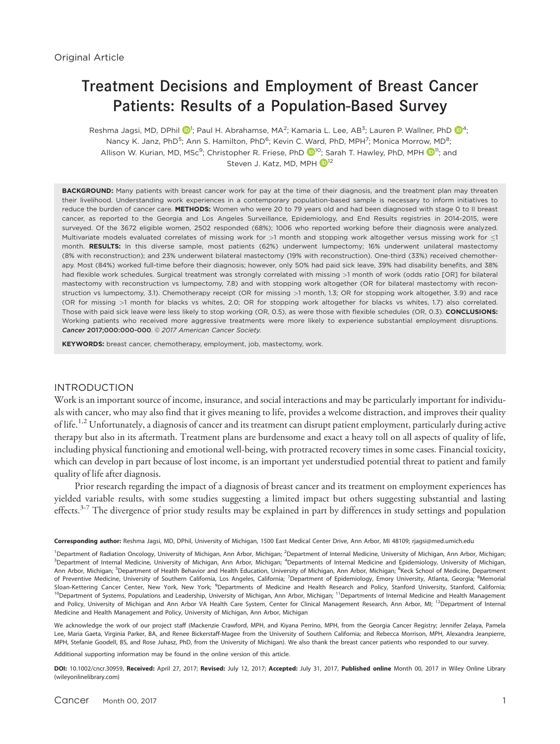Original Article

# Treatment Decisions and Employment of Breast Cancer Patients: Results of a Population-Based Survey

Reshma Jagsi, MD, DPhil[1]; Paul H. Abrahamse, MA[2]; Kamaria L. Lee, AB[3]; Lauren P. Wallner, PhD[4]; Nancy K. Janz, PhD[5]; Ann S. Hamilton, PhD[6]; Kevin C. Ward, PhD, MPH[7]; Monica Morrow, MD[8]; Allison W. Kurian, MD, MSc[9]; Christopher R. Friese, PhD[10]; Sarah T. Hawley, PhD, MPH[11]; and Steven J. Katz, MD, MPH[12]

**BACKGROUND:** Many patients with breast cancer work for pay at the time of their diagnosis, and the treatment plan may threaten their livelihood. Understanding work experiences in a contemporary population-based sample is necessary to inform initiatives to reduce the burden of cancer care. **METHODS:** Women who were 20 to 79 years old and had been diagnosed with stage 0 to II breast cancer, as reported to the Georgia and Los Angeles Surveillance, Epidemiology, and End Results registries in 2014-2015, were surveyed. Of the 3672 eligible women, 2502 responded (68%); 1006 who reported working before their diagnosis were analyzed. Multivariate models evaluated correlates of missing work for >1 month and stopping work altogether versus missing work for ≤1 month. **RESULTS:** In this diverse sample, most patients (62%) underwent lumpectomy; 16% underwent unilateral mastectomy (8% with reconstruction); and 23% underwent bilateral mastectomy (19% with reconstruction). One-third (33%) received chemotherapy. Most (84%) worked full-time before their diagnosis; however, only 50% had paid sick leave, 39% had disability benefits, and 38% had flexible work schedules. Surgical treatment was strongly correlated with missing >1 month of work (odds ratio [OR] for bilateral mastectomy with reconstruction vs lumpectomy, 7.8) and with stopping work altogether (OR for bilateral mastectomy with reconstruction vs lumpectomy, 3.1). Chemotherapy receipt (OR for missing >1 month, 1.3; OR for stopping work altogether, 3.9) and race (OR for missing >1 month for blacks vs whites, 2.0; OR for stopping work altogether for blacks vs whites, 1.7) also correlated. Those with paid sick leave were less likely to stop working (OR, 0.5), as were those with flexible schedules (OR, 0.3). **CONCLUSIONS:** Working patients who received more aggressive treatments were more likely to experience substantial employment disruptions. ***Cancer*** **2017;000:000-000**. *© 2017 American Cancer Society.*

**KEYWORDS:** breast cancer, chemotherapy, employment, job, mastectomy, work.

## INTRODUCTION

Work is an important source of income, insurance, and social interactions and may be particularly important for individuals with cancer, who may also find that it gives meaning to life, provides a welcome distraction, and improves their quality of life.[1,2] Unfortunately, a diagnosis of cancer and its treatment can disrupt patient employment, particularly during active therapy but also in its aftermath. Treatment plans are burdensome and exact a heavy toll on all aspects of quality of life, including physical functioning and emotional well-being, with protracted recovery times in some cases. Financial toxicity, which can develop in part because of lost income, is an important yet understudied potential threat to patient and family quality of life after diagnosis.

Prior research regarding the impact of a diagnosis of breast cancer and its treatment on employment experiences has yielded variable results, with some studies suggesting a limited impact but others suggesting substantial and lasting effects.[3-7] The divergence of prior study results may be explained in part by differences in study settings and population

**Corresponding author:** Reshma Jagsi, MD, DPhil, University of Michigan, 1500 East Medical Center Drive, Ann Arbor, MI 48109; rjagsi@med.umich.edu

[1]Department of Radiation Oncology, University of Michigan, Ann Arbor, Michigan; [2]Department of Internal Medicine, University of Michigan, Ann Arbor, Michigan; [3]Department of Internal Medicine, University of Michigan, Ann Arbor, Michigan; [4]Departments of Internal Medicine and Epidemiology, University of Michigan, Ann Arbor, Michigan; [5]Department of Health Behavior and Health Education, University of Michigan, Ann Arbor, Michigan; [6]Keck School of Medicine, Department of Preventive Medicine, University of Southern California, Los Angeles, California; [7]Department of Epidemiology, Emory University, Atlanta, Georgia; [8]Memorial Sloan-Kettering Cancer Center, New York, New York; [9]Departments of Medicine and Health Research and Policy, Stanford University, Stanford, California; [10]Department of Systems, Populations and Leadership, University of Michigan, Ann Arbor, Michigan; [11]Departments of Internal Medicine and Health Management and Policy, University of Michigan and Ann Arbor VA Health Care System, Center for Clinical Management Research, Ann Arbor, MI; [12]Department of Internal Medicine and Health Management and Policy, University of Michigan, Ann Arbor, Michigan

We acknowledge the work of our project staff (Mackenzie Crawford, MPH, and Kiyana Perrino, MPH, from the Georgia Cancer Registry; Jennifer Zelaya, Pamela Lee, Maria Gaeta, Virginia Parker, BA, and Renee Bickerstaff-Magee from the University of Southern California; and Rebecca Morrison, MPH, Alexandra Jeanpierre, MPH, Stefanie Goodell, BS, and Rose Juhasz, PhD, from the University of Michigan). We also thank the breast cancer patients who responded to our survey.

Additional supporting information may be found in the online version of this article.

**DOI:** 10.1002/cncr.30959, **Received:** April 27, 2017; **Revised:** July 12, 2017; **Accepted:** July 31, 2017, **Published online** Month 00, 2017 in Wiley Online Library (wileyonlinelibrary.com)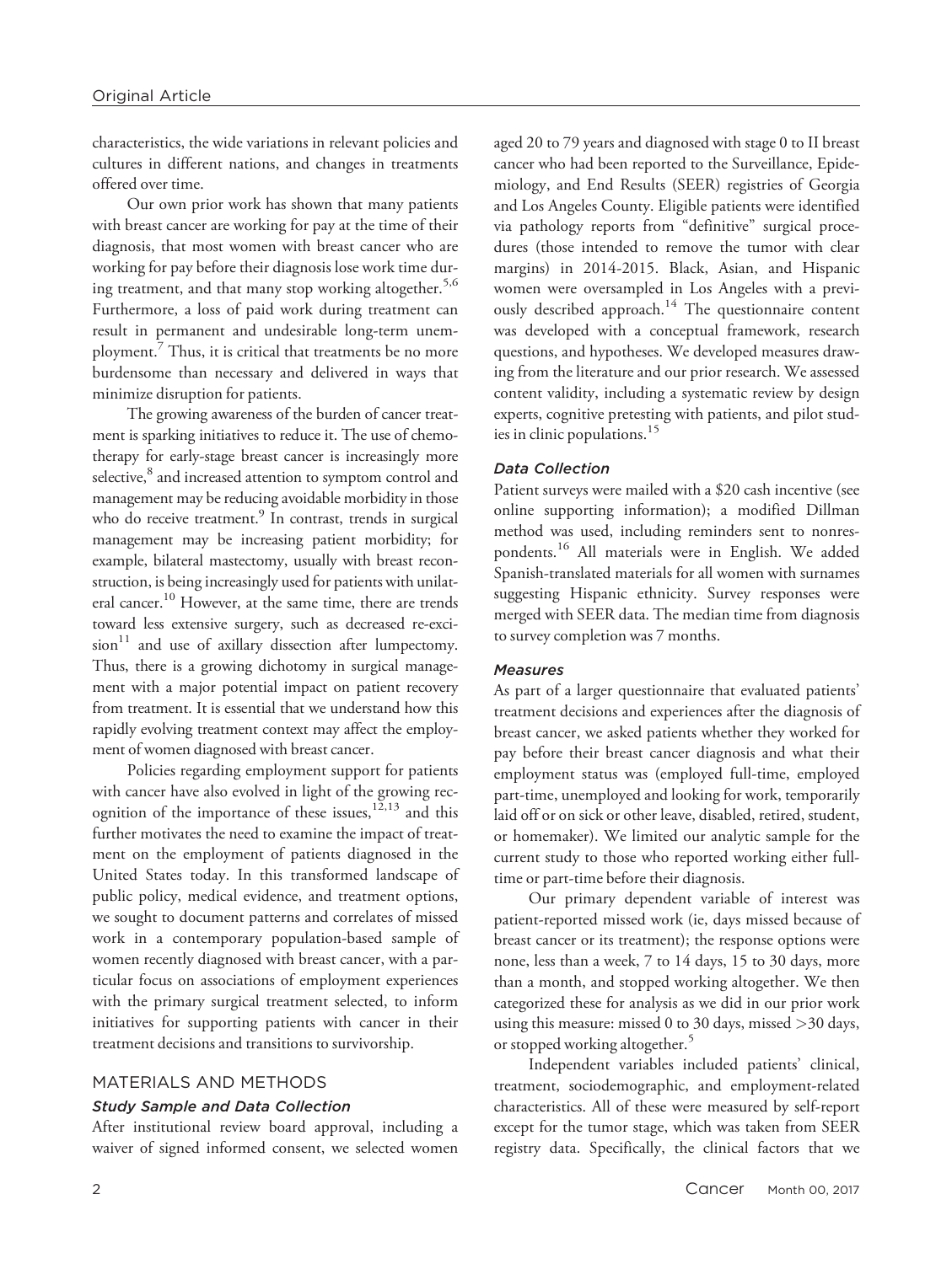characteristics, the wide variations in relevant policies and cultures in different nations, and changes in treatments offered over time.

Our own prior work has shown that many patients with breast cancer are working for pay at the time of their diagnosis, that most women with breast cancer who are working for pay before their diagnosis lose work time during treatment, and that many stop working altogether.[5,6] Furthermore, a loss of paid work during treatment can result in permanent and undesirable long-term unemployment.[7] Thus, it is critical that treatments be no more burdensome than necessary and delivered in ways that minimize disruption for patients.

The growing awareness of the burden of cancer treatment is sparking initiatives to reduce it. The use of chemotherapy for early-stage breast cancer is increasingly more selective,[8] and increased attention to symptom control and management may be reducing avoidable morbidity in those who do receive treatment.[9] In contrast, trends in surgical management may be increasing patient morbidity; for example, bilateral mastectomy, usually with breast reconstruction, is being increasingly used for patients with unilateral cancer.[10] However, at the same time, there are trends toward less extensive surgery, such as decreased re-excision[11] and use of axillary dissection after lumpectomy. Thus, there is a growing dichotomy in surgical management with a major potential impact on patient recovery from treatment. It is essential that we understand how this rapidly evolving treatment context may affect the employment of women diagnosed with breast cancer.

Policies regarding employment support for patients with cancer have also evolved in light of the growing recognition of the importance of these issues,[12,13] and this further motivates the need to examine the impact of treatment on the employment of patients diagnosed in the United States today. In this transformed landscape of public policy, medical evidence, and treatment options, we sought to document patterns and correlates of missed work in a contemporary population-based sample of women recently diagnosed with breast cancer, with a particular focus on associations of employment experiences with the primary surgical treatment selected, to inform initiatives for supporting patients with cancer in their treatment decisions and transitions to survivorship.

## MATERIALS AND METHODS

### Study Sample and Data Collection

After institutional review board approval, including a waiver of signed informed consent, we selected women aged 20 to 79 years and diagnosed with stage 0 to II breast cancer who had been reported to the Surveillance, Epidemiology, and End Results (SEER) registries of Georgia and Los Angeles County. Eligible patients were identified via pathology reports from "definitive" surgical procedures (those intended to remove the tumor with clear margins) in 2014-2015. Black, Asian, and Hispanic women were oversampled in Los Angeles with a previously described approach.[14] The questionnaire content was developed with a conceptual framework, research questions, and hypotheses. We developed measures drawing from the literature and our prior research. We assessed content validity, including a systematic review by design experts, cognitive pretesting with patients, and pilot studies in clinic populations.[15]

### Data Collection

Patient surveys were mailed with a $20 cash incentive (see online supporting information); a modified Dillman method was used, including reminders sent to nonrespondents.[16] All materials were in English. We added Spanish-translated materials for all women with surnames suggesting Hispanic ethnicity. Survey responses were merged with SEER data. The median time from diagnosis to survey completion was 7 months.

### Measures

As part of a larger questionnaire that evaluated patients' treatment decisions and experiences after the diagnosis of breast cancer, we asked patients whether they worked for pay before their breast cancer diagnosis and what their employment status was (employed full-time, employed part-time, unemployed and looking for work, temporarily laid off or on sick or other leave, disabled, retired, student, or homemaker). We limited our analytic sample for the current study to those who reported working either full-time or part-time before their diagnosis.

Our primary dependent variable of interest was patient-reported missed work (ie, days missed because of breast cancer or its treatment); the response options were none, less than a week, 7 to 14 days, 15 to 30 days, more than a month, and stopped working altogether. We then categorized these for analysis as we did in our prior work using this measure: missed 0 to 30 days, missed >30 days, or stopped working altogether.[5]

Independent variables included patients' clinical, treatment, sociodemographic, and employment-related characteristics. All of these were measured by self-report except for the tumor stage, which was taken from SEER registry data. Specifically, the clinical factors that we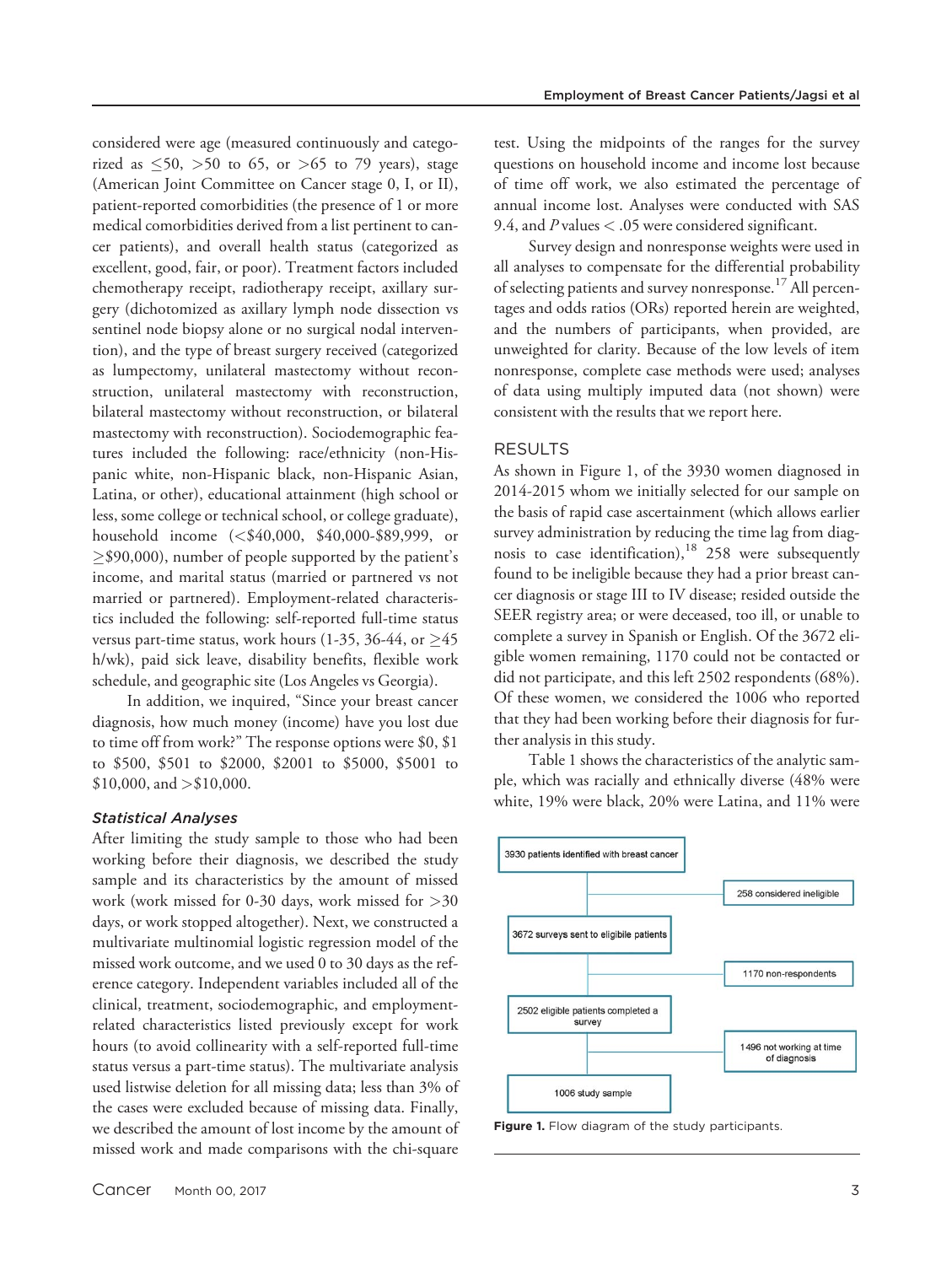considered were age (measured continuously and categorized as ≤50, >50 to 65, or >65 to 79 years), stage (American Joint Committee on Cancer stage 0, I, or II), patient-reported comorbidities (the presence of 1 or more medical comorbidities derived from a list pertinent to cancer patients), and overall health status (categorized as excellent, good, fair, or poor). Treatment factors included chemotherapy receipt, radiotherapy receipt, axillary surgery (dichotomized as axillary lymph node dissection vs sentinel node biopsy alone or no surgical nodal intervention), and the type of breast surgery received (categorized as lumpectomy, unilateral mastectomy without reconstruction, unilateral mastectomy with reconstruction, bilateral mastectomy without reconstruction, or bilateral mastectomy with reconstruction). Sociodemographic features included the following: race/ethnicity (non-Hispanic white, non-Hispanic black, non-Hispanic Asian, Latina, or other), educational attainment (high school or less, some college or technical school, or college graduate), household income (<$40,000, $40,000-$89,999, or ≥$90,000), number of people supported by the patient's income, and marital status (married or partnered vs not married or partnered). Employment-related characteristics included the following: self-reported full-time status versus part-time status, work hours (1-35, 36-44, or ≥45 h/wk), paid sick leave, disability benefits, flexible work schedule, and geographic site (Los Angeles vs Georgia).

In addition, we inquired, "Since your breast cancer diagnosis, how much money (income) have you lost due to time off from work?" The response options were $0, $1 to $500, $501 to $2000, $2001 to $5000, $5001 to $10,000, and >$10,000.

### *Statistical Analyses*

After limiting the study sample to those who had been working before their diagnosis, we described the study sample and its characteristics by the amount of missed work (work missed for 0-30 days, work missed for >30 days, or work stopped altogether). Next, we constructed a multivariate multinomial logistic regression model of the missed work outcome, and we used 0 to 30 days as the reference category. Independent variables included all of the clinical, treatment, sociodemographic, and employment-related characteristics listed previously except for work hours (to avoid collinearity with a self-reported full-time status versus a part-time status). The multivariate analysis used listwise deletion for all missing data; less than 3% of the cases were excluded because of missing data. Finally, we described the amount of lost income by the amount of missed work and made comparisons with the chi-square test. Using the midpoints of the ranges for the survey questions on household income and income lost because of time off work, we also estimated the percentage of annual income lost. Analyses were conducted with SAS 9.4, and $P$ values < .05 were considered significant.

Survey design and nonresponse weights were used in all analyses to compensate for the differential probability of selecting patients and survey nonresponse.[17] All percentages and odds ratios (ORs) reported herein are weighted, and the numbers of participants, when provided, are unweighted for clarity. Because of the low levels of item nonresponse, complete case methods were used; analyses of data using multiply imputed data (not shown) were consistent with the results that we report here.

## RESULTS

As shown in Figure 1, of the 3930 women diagnosed in 2014-2015 whom we initially selected for our sample on the basis of rapid case ascertainment (which allows earlier survey administration by reducing the time lag from diagnosis to case identification),[18] 258 were subsequently found to be ineligible because they had a prior breast cancer diagnosis or stage III to IV disease; resided outside the SEER registry area; or were deceased, too ill, or unable to complete a survey in Spanish or English. Of the 3672 eligible women remaining, 1170 could not be contacted or did not participate, and this left 2502 respondents (68%). Of these women, we considered the 1006 who reported that they had been working before their diagnosis for further analysis in this study.

Table 1 shows the characteristics of the analytic sample, which was racially and ethnically diverse (48% were white, 19% were black, 20% were Latina, and 11% were

3930 patients identified with breast cancer → 258 considered ineligible

3672 surveys sent to eligible patients → 1170 non-respondents

2502 eligible patients completed a survey → 1496 not working at time of diagnosis

1006 study sample

**Figure 1.** Flow diagram of the study participants.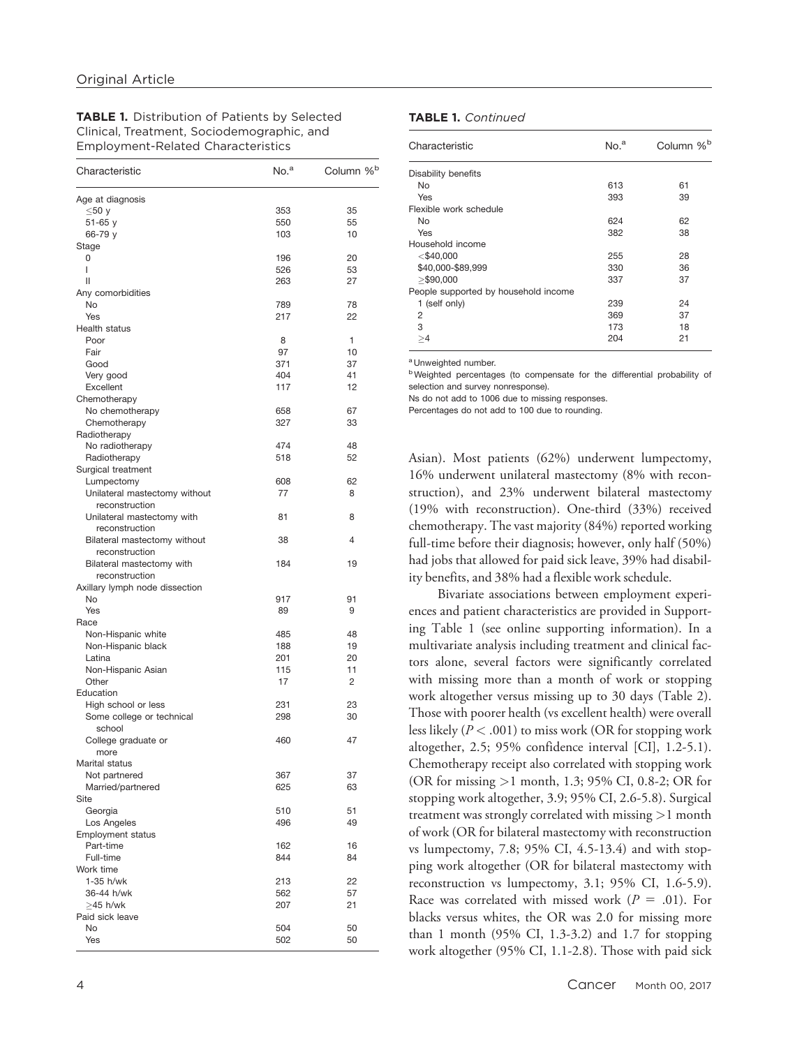**TABLE 1.** Distribution of Patients by Selected Clinical, Treatment, Sociodemographic, and Employment-Related Characteristics

| Characteristic | No.[a] | Column %[b] |
|---|---|---|
| Age at diagnosis | | |
| ≤50 y | 353 | 35 |
| 51-65 y | 550 | 55 |
| 66-79 y | 103 | 10 |
| Stage | | |
| 0 | 196 | 20 |
| I | 526 | 53 |
| II | 263 | 27 |
| Any comorbidities | | |
| No | 789 | 78 |
| Yes | 217 | 22 |
| Health status | | |
| Poor | 8 | 1 |
| Fair | 97 | 10 |
| Good | 371 | 37 |
| Very good | 404 | 41 |
| Excellent | 117 | 12 |
| Chemotherapy | | |
| No chemotherapy | 658 | 67 |
| Chemotherapy | 327 | 33 |
| Radiotherapy | | |
| No radiotherapy | 474 | 48 |
| Radiotherapy | 518 | 52 |
| Surgical treatment | | |
| Lumpectomy | 608 | 62 |
| Unilateral mastectomy without reconstruction | 77 | 8 |
| Unilateral mastectomy with reconstruction | 81 | 8 |
| Bilateral mastectomy without reconstruction | 38 | 4 |
| Bilateral mastectomy with reconstruction | 184 | 19 |
| Axillary lymph node dissection | | |
| No | 917 | 91 |
| Yes | 89 | 9 |
| Race | | |
| Non-Hispanic white | 485 | 48 |
| Non-Hispanic black | 188 | 19 |
| Latina | 201 | 20 |
| Non-Hispanic Asian | 115 | 11 |
| Other | 17 | 2 |
| Education | | |
| High school or less | 231 | 23 |
| Some college or technical school | 298 | 30 |
| College graduate or more | 460 | 47 |
| Marital status | | |
| Not partnered | 367 | 37 |
| Married/partnered | 625 | 63 |
| Site | | |
| Georgia | 510 | 51 |
| Los Angeles | 496 | 49 |
| Employment status | | |
| Part-time | 162 | 16 |
| Full-time | 844 | 84 |
| Work time | | |
| 1-35 h/wk | 213 | 22 |
| 36-44 h/wk | 562 | 57 |
| ≥45 h/wk | 207 | 21 |
| Paid sick leave | | |
| No | 504 | 50 |
| Yes | 502 | 50 |
| Disability benefits | | |
| No | 613 | 61 |
| Yes | 393 | 39 |
| Flexible work schedule | | |
| No | 624 | 62 |
| Yes | 382 | 38 |
| Household income | | |
| <$40,000 | 255 | 28 |
| $40,000-$89,999 | 330 | 36 |
| ≥$90,000 | 337 | 37 |
| People supported by household income | | |
| 1 (self only) | 239 | 24 |
| 2 | 369 | 37 |
| 3 | 173 | 18 |
| ≥4 | 204 | 21 |

[a] Unweighted number.
[b] Weighted percentages (to compensate for the differential probability of selection and survey nonresponse).
Ns do not add to 1006 due to missing responses.
Percentages do not add to 100 due to rounding.

Asian). Most patients (62%) underwent lumpectomy, 16% underwent unilateral mastectomy (8% with reconstruction), and 23% underwent bilateral mastectomy (19% with reconstruction). One-third (33%) received chemotherapy. The vast majority (84%) reported working full-time before their diagnosis; however, only half (50%) had jobs that allowed for paid sick leave, 39% had disability benefits, and 38% had a flexible work schedule.

Bivariate associations between employment experiences and patient characteristics are provided in Supporting Table 1 (see online supporting information). In a multivariate analysis including treatment and clinical factors alone, several factors were significantly correlated with missing more than a month of work or stopping work altogether versus missing up to 30 days (Table 2). Those with poorer health (vs excellent health) were overall less likely ($P < .001$) to miss work (OR for stopping work altogether, 2.5; 95% confidence interval [CI], 1.2-5.1). Chemotherapy receipt also correlated with stopping work (OR for missing >1 month, 1.3; 95% CI, 0.8-2; OR for stopping work altogether, 3.9; 95% CI, 2.6-5.8). Surgical treatment was strongly correlated with missing >1 month of work (OR for bilateral mastectomy with reconstruction vs lumpectomy, 7.8; 95% CI, 4.5-13.4) and with stopping work altogether (OR for bilateral mastectomy with reconstruction vs lumpectomy, 3.1; 95% CI, 1.6-5.9). Race was correlated with missed work ($P = .01$). For blacks versus whites, the OR was 2.0 for missing more than 1 month (95% CI, 1.3-3.2) and 1.7 for stopping work altogether (95% CI, 1.1-2.8). Those with paid sick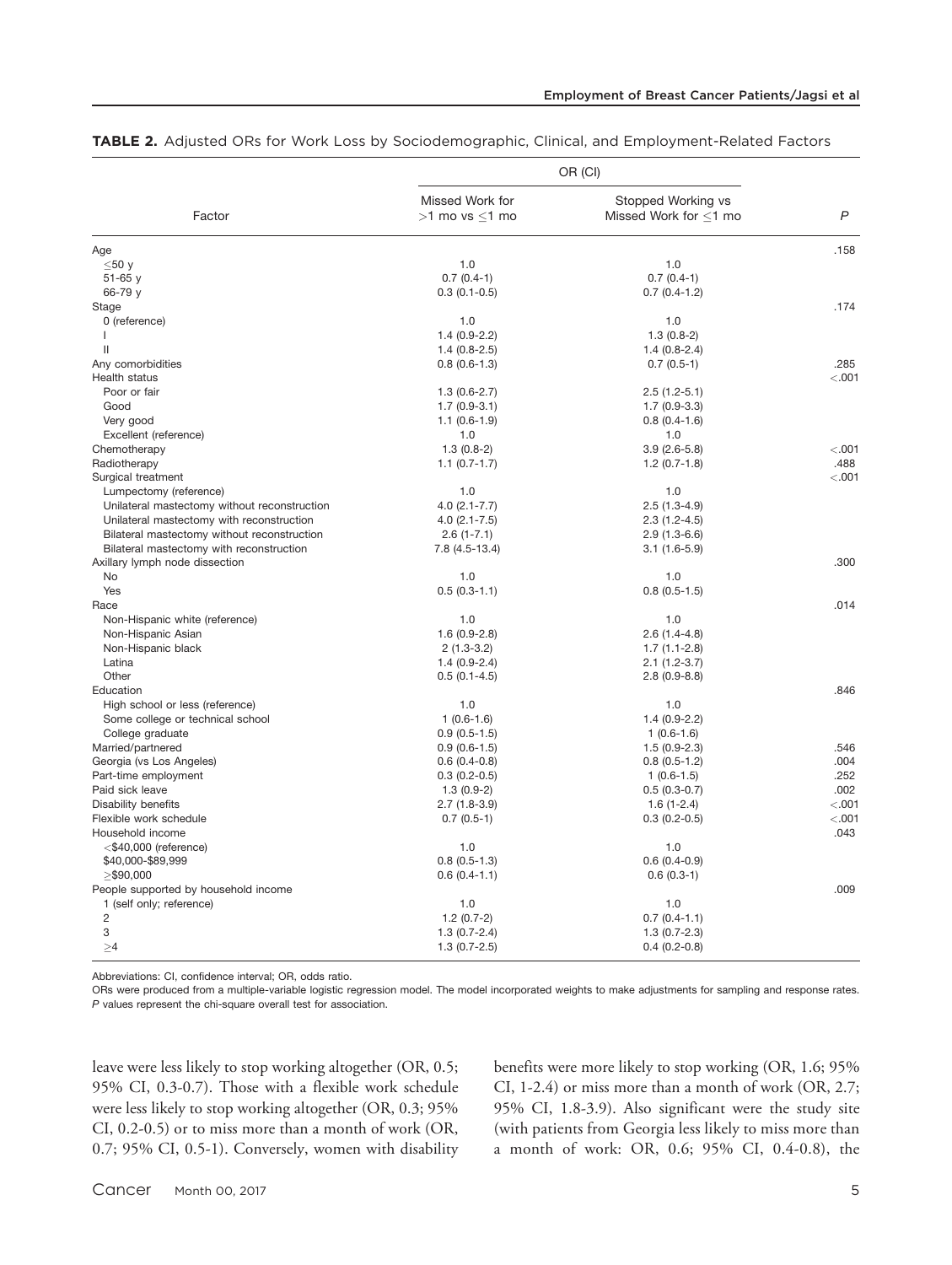**TABLE 2.** Adjusted ORs for Work Loss by Sociodemographic, Clinical, and Employment-Related Factors

| Factor | OR (CI) | | P |
|---|---|---|---|
| | Missed Work for >1 mo vs ≤1 mo | Stopped Working vs Missed Work for ≤1 mo | |
| Age | | | .158 |
| ≤50 y | 1.0 | 1.0 | |
| 51-65 y | 0.7 (0.4-1) | 0.7 (0.4-1) | |
| 66-79 y | 0.3 (0.1-0.5) | 0.7 (0.4-1.2) | |
| Stage | | | .174 |
| 0 (reference) | 1.0 | 1.0 | |
| I | 1.4 (0.9-2.2) | 1.3 (0.8-2) | |
| II | 1.4 (0.8-2.5) | 1.4 (0.8-2.4) | |
| Any comorbidities | 0.8 (0.6-1.3) | 0.7 (0.5-1) | .285 |
| Health status | | | <.001 |
| Poor or fair | 1.3 (0.6-2.7) | 2.5 (1.2-5.1) | |
| Good | 1.7 (0.9-3.1) | 1.7 (0.9-3.3) | |
| Very good | 1.1 (0.6-1.9) | 0.8 (0.4-1.6) | |
| Excellent (reference) | 1.0 | 1.0 | |
| Chemotherapy | 1.3 (0.8-2) | 3.9 (2.6-5.8) | <.001 |
| Radiotherapy | 1.1 (0.7-1.7) | 1.2 (0.7-1.8) | .488 |
| Surgical treatment | | | <.001 |
| Lumpectomy (reference) | 1.0 | 1.0 | |
| Unilateral mastectomy without reconstruction | 4.0 (2.1-7.7) | 2.5 (1.3-4.9) | |
| Unilateral mastectomy with reconstruction | 4.0 (2.1-7.5) | 2.3 (1.2-4.5) | |
| Bilateral mastectomy without reconstruction | 2.6 (1-7.1) | 2.9 (1.3-6.6) | |
| Bilateral mastectomy with reconstruction | 7.8 (4.5-13.4) | 3.1 (1.6-5.9) | |
| Axillary lymph node dissection | | | .300 |
| No | 1.0 | 1.0 | |
| Yes | 0.5 (0.3-1.1) | 0.8 (0.5-1.5) | |
| Race | | | .014 |
| Non-Hispanic white (reference) | 1.0 | 1.0 | |
| Non-Hispanic Asian | 1.6 (0.9-2.8) | 2.6 (1.4-4.8) | |
| Non-Hispanic black | 2 (1.3-3.2) | 1.7 (1.1-2.8) | |
| Latina | 1.4 (0.9-2.4) | 2.1 (1.2-3.7) | |
| Other | 0.5 (0.1-4.5) | 2.8 (0.9-8.8) | |
| Education | | | .846 |
| High school or less (reference) | 1.0 | 1.0 | |
| Some college or technical school | 1 (0.6-1.6) | 1.4 (0.9-2.2) | |
| College graduate | 0.9 (0.5-1.5) | 1 (0.6-1.6) | |
| Married/partnered | 0.9 (0.6-1.5) | 1.5 (0.9-2.3) | .546 |
| Georgia (vs Los Angeles) | 0.6 (0.4-0.8) | 0.8 (0.5-1.2) | .004 |
| Part-time employment | 0.3 (0.2-0.5) | 1 (0.6-1.5) | .252 |
| Paid sick leave | 1.3 (0.9-2) | 0.5 (0.3-0.7) | .002 |
| Disability benefits | 2.7 (1.8-3.9) | 1.6 (1-2.4) | <.001 |
| Flexible work schedule | 0.7 (0.5-1) | 0.3 (0.2-0.5) | <.001 |
| Household income | | | .043 |
| <$40,000 (reference) | 1.0 | 1.0 | |
| $40,000-$89,999 | 0.8 (0.5-1.3) | 0.6 (0.4-0.9) | |
| ≥$90,000 | 0.6 (0.4-1.1) | 0.6 (0.3-1) | |
| People supported by household income | | | .009 |
| 1 (self only; reference) | 1.0 | 1.0 | |
| 2 | 1.2 (0.7-2) | 0.7 (0.4-1.1) | |
| 3 | 1.3 (0.7-2.4) | 1.3 (0.7-2.3) | |
| ≥4 | 1.3 (0.7-2.5) | 0.4 (0.2-0.8) | |

Abbreviations: CI, confidence interval; OR, odds ratio.

ORs were produced from a multiple-variable logistic regression model. The model incorporated weights to make adjustments for sampling and response rates. *P* values represent the chi-square overall test for association.

leave were less likely to stop working altogether (OR, 0.5; 95% CI, 0.3-0.7). Those with a flexible work schedule were less likely to stop working altogether (OR, 0.3; 95% CI, 0.2-0.5) or to miss more than a month of work (OR, 0.7; 95% CI, 0.5-1). Conversely, women with disability benefits were more likely to stop working (OR, 1.6; 95% CI, 1-2.4) or miss more than a month of work (OR, 2.7; 95% CI, 1.8-3.9). Also significant were the study site (with patients from Georgia less likely to miss more than a month of work: OR, 0.6; 95% CI, 0.4-0.8), the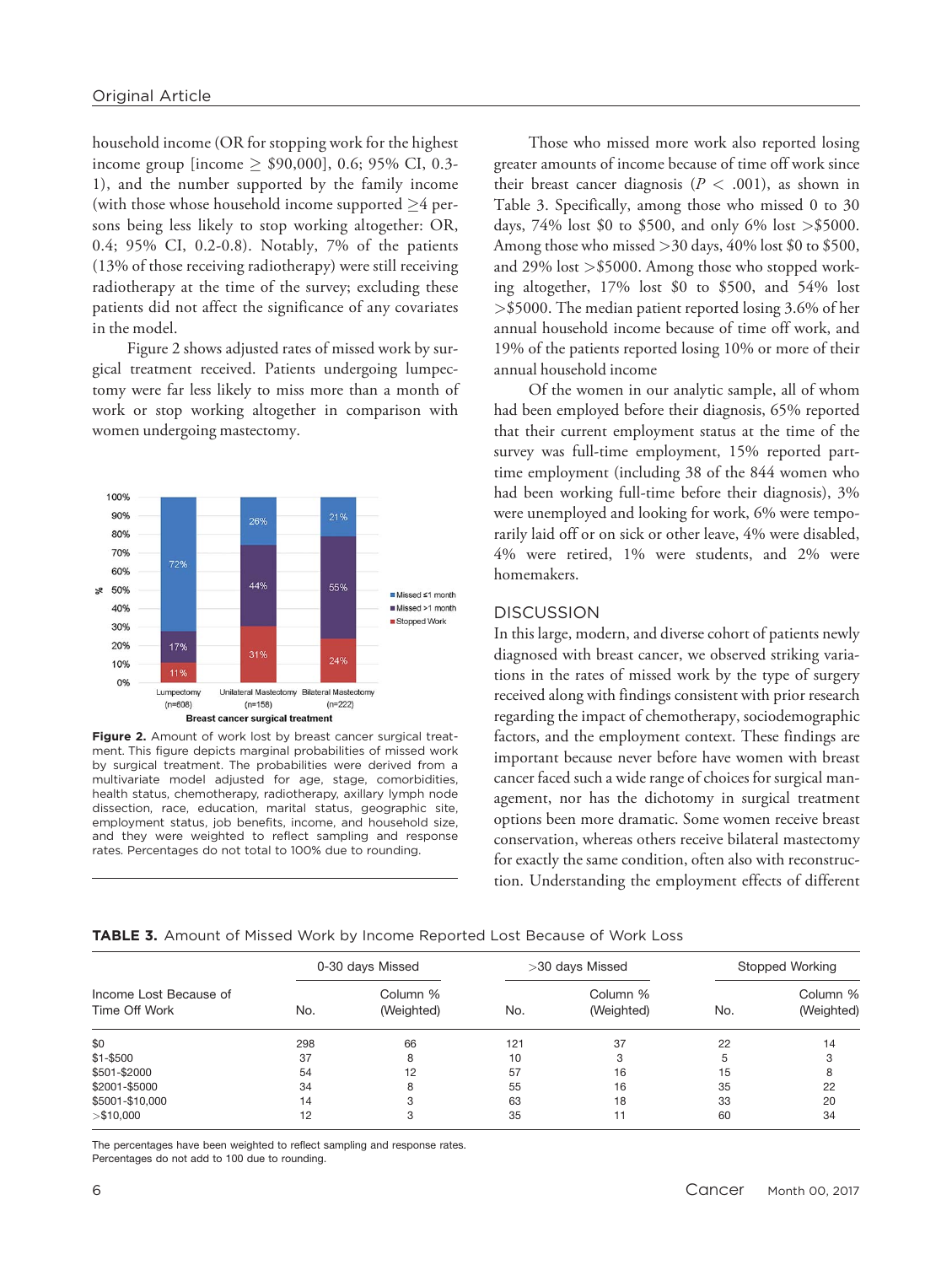household income (OR for stopping work for the highest income group [income ≥ $90,000], 0.6; 95% CI, 0.3-1), and the number supported by the family income (with those whose household income supported ≥4 persons being less likely to stop working altogether: OR, 0.4; 95% CI, 0.2-0.8). Notably, 7% of the patients (13% of those receiving radiotherapy) were still receiving radiotherapy at the time of the survey; excluding these patients did not affect the significance of any covariates in the model.

Figure 2 shows adjusted rates of missed work by surgical treatment received. Patients undergoing lumpectomy were far less likely to miss more than a month of work or stop working altogether in comparison with women undergoing mastectomy.

**Figure 2.** Amount of work lost by breast cancer surgical treatment. This figure depicts marginal probabilities of missed work by surgical treatment. The probabilities were derived from a multivariate model adjusted for age, stage, comorbidities, health status, chemotherapy, radiotherapy, axillary lymph node dissection, race, education, marital status, geographic site, employment status, job benefits, income, and household size, and they were weighted to reflect sampling and response rates. Percentages do not total to 100% due to rounding.

Those who missed more work also reported losing greater amounts of income because of time off work since their breast cancer diagnosis ($P < .001$), as shown in Table 3. Specifically, among those who missed 0 to 30 days, 74% lost $0 to $500, and only 6% lost >$5000. Among those who missed >30 days, 40% lost $0 to $500, and 29% lost >$5000. Among those who stopped working altogether, 17% lost $0 to $500, and 54% lost >$5000. The median patient reported losing 3.6% of her annual household income because of time off work, and 19% of the patients reported losing 10% or more of their annual household income

Of the women in our analytic sample, all of whom had been employed before their diagnosis, 65% reported that their current employment status at the time of the survey was full-time employment, 15% reported part-time employment (including 38 of the 844 women who had been working full-time before their diagnosis), 3% were unemployed and looking for work, 6% were temporarily laid off or on sick or other leave, 4% were disabled, 4% were retired, 1% were students, and 2% were homemakers.

## DISCUSSION

In this large, modern, and diverse cohort of patients newly diagnosed with breast cancer, we observed striking variations in the rates of missed work by the type of surgery received along with findings consistent with prior research regarding the impact of chemotherapy, sociodemographic factors, and the employment context. These findings are important because never before have women with breast cancer faced such a wide range of choices for surgical management, nor has the dichotomy in surgical treatment options been more dramatic. Some women receive breast conservation, whereas others receive bilateral mastectomy for exactly the same condition, often also with reconstruction. Understanding the employment effects of different

**TABLE 3.** Amount of Missed Work by Income Reported Lost Because of Work Loss

| Income Lost Because of Time Off Work | 0-30 days Missed | | >30 days Missed | | Stopped Working | |
|---|---|---|---|---|---|---|
| | No. | Column % (Weighted) | No. | Column % (Weighted) | No. | Column % (Weighted) |
| $0 | 298 | 66 | 121 | 37 | 22 | 14 |
| $1-$500 | 37 | 8 | 10 | 3 | 5 | 3 |
| $501-$2000 | 54 | 12 | 57 | 16 | 15 | 8 |
| $2001-$5000 | 34 | 8 | 55 | 16 | 35 | 22 |
| $5001-$10,000 | 14 | 3 | 63 | 18 | 33 | 20 |
| >$10,000 | 12 | 3 | 35 | 11 | 60 | 34 |

The percentages have been weighted to reflect sampling and response rates.
Percentages do not add to 100 due to rounding.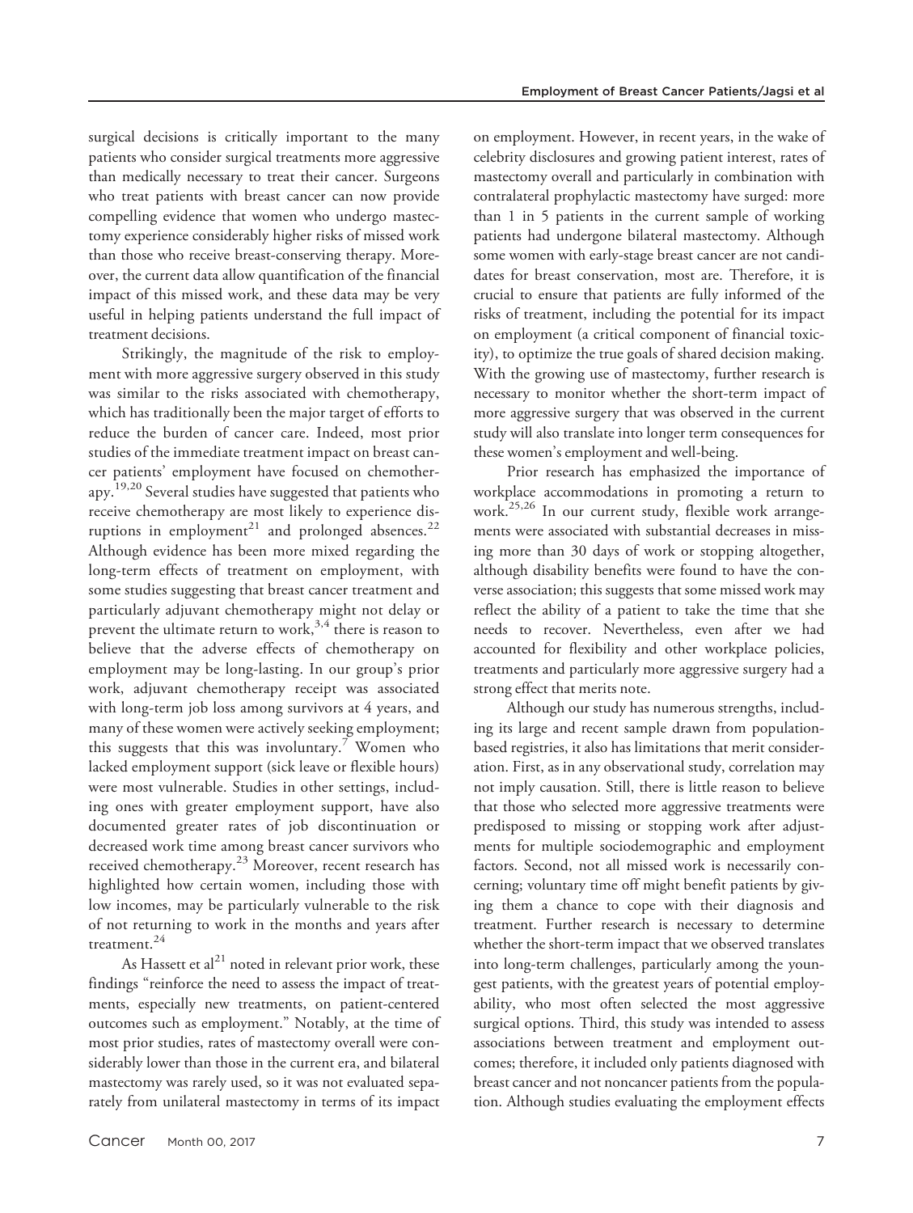surgical decisions is critically important to the many patients who consider surgical treatments more aggressive than medically necessary to treat their cancer. Surgeons who treat patients with breast cancer can now provide compelling evidence that women who undergo mastectomy experience considerably higher risks of missed work than those who receive breast-conserving therapy. Moreover, the current data allow quantification of the financial impact of this missed work, and these data may be very useful in helping patients understand the full impact of treatment decisions.

Strikingly, the magnitude of the risk to employment with more aggressive surgery observed in this study was similar to the risks associated with chemotherapy, which has traditionally been the major target of efforts to reduce the burden of cancer care. Indeed, most prior studies of the immediate treatment impact on breast cancer patients' employment have focused on chemotherapy.[19,20] Several studies have suggested that patients who receive chemotherapy are most likely to experience disruptions in employment[21] and prolonged absences.[22] Although evidence has been more mixed regarding the long-term effects of treatment on employment, with some studies suggesting that breast cancer treatment and particularly adjuvant chemotherapy might not delay or prevent the ultimate return to work,[3,4] there is reason to believe that the adverse effects of chemotherapy on employment may be long-lasting. In our group's prior work, adjuvant chemotherapy receipt was associated with long-term job loss among survivors at 4 years, and many of these women were actively seeking employment; this suggests that this was involuntary.[7] Women who lacked employment support (sick leave or flexible hours) were most vulnerable. Studies in other settings, including ones with greater employment support, have also documented greater rates of job discontinuation or decreased work time among breast cancer survivors who received chemotherapy.[23] Moreover, recent research has highlighted how certain women, including those with low incomes, may be particularly vulnerable to the risk of not returning to work in the months and years after treatment.[24]

As Hassett et al[21] noted in relevant prior work, these findings "reinforce the need to assess the impact of treatments, especially new treatments, on patient-centered outcomes such as employment." Notably, at the time of most prior studies, rates of mastectomy overall were considerably lower than those in the current era, and bilateral mastectomy was rarely used, so it was not evaluated separately from unilateral mastectomy in terms of its impact on employment. However, in recent years, in the wake of celebrity disclosures and growing patient interest, rates of mastectomy overall and particularly in combination with contralateral prophylactic mastectomy have surged: more than 1 in 5 patients in the current sample of working patients had undergone bilateral mastectomy. Although some women with early-stage breast cancer are not candidates for breast conservation, most are. Therefore, it is crucial to ensure that patients are fully informed of the risks of treatment, including the potential for its impact on employment (a critical component of financial toxicity), to optimize the true goals of shared decision making. With the growing use of mastectomy, further research is necessary to monitor whether the short-term impact of more aggressive surgery that was observed in the current study will also translate into longer term consequences for these women's employment and well-being.

Prior research has emphasized the importance of workplace accommodations in promoting a return to work.[25,26] In our current study, flexible work arrangements were associated with substantial decreases in missing more than 30 days of work or stopping altogether, although disability benefits were found to have the converse association; this suggests that some missed work may reflect the ability of a patient to take the time that she needs to recover. Nevertheless, even after we had accounted for flexibility and other workplace policies, treatments and particularly more aggressive surgery had a strong effect that merits note.

Although our study has numerous strengths, including its large and recent sample drawn from population-based registries, it also has limitations that merit consideration. First, as in any observational study, correlation may not imply causation. Still, there is little reason to believe that those who selected more aggressive treatments were predisposed to missing or stopping work after adjustments for multiple sociodemographic and employment factors. Second, not all missed work is necessarily concerning; voluntary time off might benefit patients by giving them a chance to cope with their diagnosis and treatment. Further research is necessary to determine whether the short-term impact that we observed translates into long-term challenges, particularly among the youngest patients, with the greatest years of potential employability, who most often selected the most aggressive surgical options. Third, this study was intended to assess associations between treatment and employment outcomes; therefore, it included only patients diagnosed with breast cancer and not noncancer patients from the population. Although studies evaluating the employment effects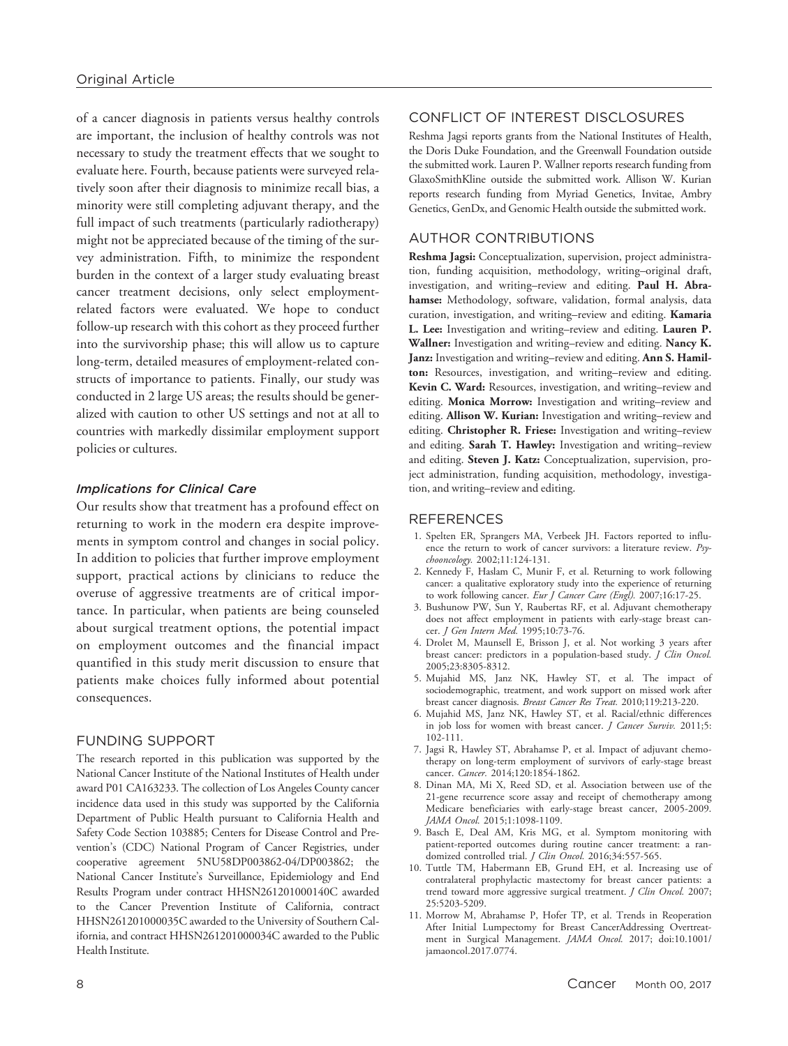of a cancer diagnosis in patients versus healthy controls are important, the inclusion of healthy controls was not necessary to study the treatment effects that we sought to evaluate here. Fourth, because patients were surveyed relatively soon after their diagnosis to minimize recall bias, a minority were still completing adjuvant therapy, and the full impact of such treatments (particularly radiotherapy) might not be appreciated because of the timing of the survey administration. Fifth, to minimize the respondent burden in the context of a larger study evaluating breast cancer treatment decisions, only select employment-related factors were evaluated. We hope to conduct follow-up research with this cohort as they proceed further into the survivorship phase; this will allow us to capture long-term, detailed measures of employment-related constructs of importance to patients. Finally, our study was conducted in 2 large US areas; the results should be generalized with caution to other US settings and not at all to countries with markedly dissimilar employment support policies or cultures.

### *Implications for Clinical Care*

Our results show that treatment has a profound effect on returning to work in the modern era despite improvements in symptom control and changes in social policy. In addition to policies that further improve employment support, practical actions by clinicians to reduce the overuse of aggressive treatments are of critical importance. In particular, when patients are being counseled about surgical treatment options, the potential impact on employment outcomes and the financial impact quantified in this study merit discussion to ensure that patients make choices fully informed about potential consequences.

## FUNDING SUPPORT

The research reported in this publication was supported by the National Cancer Institute of the National Institutes of Health under award P01 CA163233. The collection of Los Angeles County cancer incidence data used in this study was supported by the California Department of Public Health pursuant to California Health and Safety Code Section 103885; Centers for Disease Control and Prevention's (CDC) National Program of Cancer Registries, under cooperative agreement 5NU58DP003862-04/DP003862; the National Cancer Institute's Surveillance, Epidemiology and End Results Program under contract HHSN261201000140C awarded to the Cancer Prevention Institute of California, contract HHSN261201000035C awarded to the University of Southern California, and contract HHSN261201000034C awarded to the Public Health Institute.

## CONFLICT OF INTEREST DISCLOSURES

Reshma Jagsi reports grants from the National Institutes of Health, the Doris Duke Foundation, and the Greenwall Foundation outside the submitted work. Lauren P. Wallner reports research funding from GlaxoSmithKline outside the submitted work. Allison W. Kurian reports research funding from Myriad Genetics, Invitae, Ambry Genetics, GenDx, and Genomic Health outside the submitted work.

## AUTHOR CONTRIBUTIONS

**Reshma Jagsi:** Conceptualization, supervision, project administration, funding acquisition, methodology, writing–original draft, investigation, and writing–review and editing. **Paul H. Abrahamse:** Methodology, software, validation, formal analysis, data curation, investigation, and writing–review and editing. **Kamaria L. Lee:** Investigation and writing–review and editing. **Lauren P. Wallner:** Investigation and writing–review and editing. **Nancy K. Janz:** Investigation and writing–review and editing. **Ann S. Hamilton:** Resources, investigation, and writing–review and editing. **Kevin C. Ward:** Resources, investigation, and writing–review and editing. **Monica Morrow:** Investigation and writing–review and editing. **Allison W. Kurian:** Investigation and writing–review and editing. **Christopher R. Friese:** Investigation and writing–review and editing. **Sarah T. Hawley:** Investigation and writing–review and editing. **Steven J. Katz:** Conceptualization, supervision, project administration, funding acquisition, methodology, investigation, and writing–review and editing.

## REFERENCES

1. Spelten ER, Sprangers MA, Verbeek JH. Factors reported to influence the return to work of cancer survivors: a literature review. *Psychooncology.* 2002;11:124-131.
2. Kennedy F, Haslam C, Munir F, et al. Returning to work following cancer: a qualitative exploratory study into the experience of returning to work following cancer. *Eur J Cancer Care (Engl).* 2007;16:17-25.
3. Bushunow PW, Sun Y, Raubertas RF, et al. Adjuvant chemotherapy does not affect employment in patients with early-stage breast cancer. *J Gen Intern Med.* 1995;10:73-76.
4. Drolet M, Maunsell E, Brisson J, et al. Not working 3 years after breast cancer: predictors in a population-based study. *J Clin Oncol.* 2005;23:8305-8312.
5. Mujahid MS, Janz NK, Hawley ST, et al. The impact of sociodemographic, treatment, and work support on missed work after breast cancer diagnosis. *Breast Cancer Res Treat.* 2010;119:213-220.
6. Mujahid MS, Janz NK, Hawley ST, et al. Racial/ethnic differences in job loss for women with breast cancer. *J Cancer Surviv.* 2011;5:102-111.
7. Jagsi R, Hawley ST, Abrahamse P, et al. Impact of adjuvant chemotherapy on long-term employment of survivors of early-stage breast cancer. *Cancer.* 2014;120:1854-1862.
8. Dinan MA, Mi X, Reed SD, et al. Association between use of the 21-gene recurrence score assay and receipt of chemotherapy among Medicare beneficiaries with early-stage breast cancer, 2005-2009. *JAMA Oncol.* 2015;1:1098-1109.
9. Basch E, Deal AM, Kris MG, et al. Symptom monitoring with patient-reported outcomes during routine cancer treatment: a randomized controlled trial. *J Clin Oncol.* 2016;34:557-565.
10. Tuttle TM, Habermann EB, Grund EH, et al. Increasing use of contralateral prophylactic mastectomy for breast cancer patients: a trend toward more aggressive surgical treatment. *J Clin Oncol.* 2007;25:5203-5209.
11. Morrow M, Abrahamse P, Hofer TP, et al. Trends in Reoperation After Initial Lumpectomy for Breast CancerAddressing Overtreatment in Surgical Management. *JAMA Oncol.* 2017; doi:10.1001/jamaoncol.2017.0774.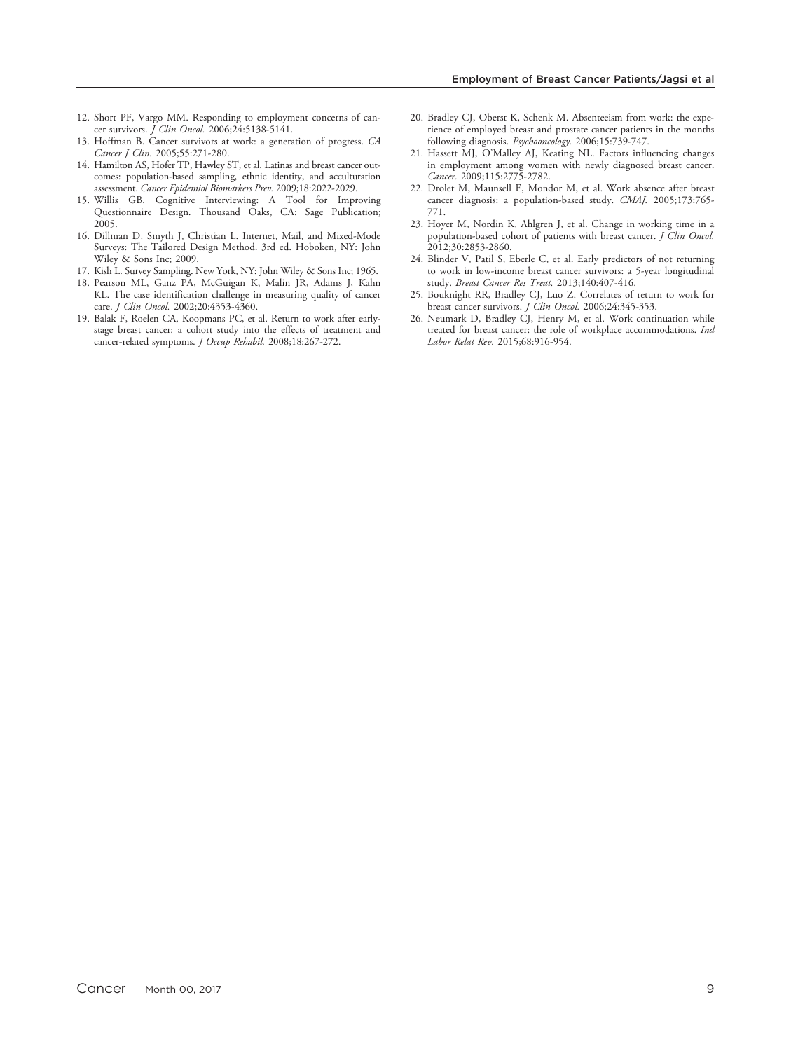12. Short PF, Vargo MM. Responding to employment concerns of cancer survivors. *J Clin Oncol.* 2006;24:5138-5141.
13. Hoffman B. Cancer survivors at work: a generation of progress. *CA Cancer J Clin.* 2005;55:271-280.
14. Hamilton AS, Hofer TP, Hawley ST, et al. Latinas and breast cancer outcomes: population-based sampling, ethnic identity, and acculturation assessment. *Cancer Epidemiol Biomarkers Prev.* 2009;18:2022-2029.
15. Willis GB. Cognitive Interviewing: A Tool for Improving Questionnaire Design. Thousand Oaks, CA: Sage Publication; 2005.
16. Dillman D, Smyth J, Christian L. Internet, Mail, and Mixed-Mode Surveys: The Tailored Design Method. 3rd ed. Hoboken, NY: John Wiley & Sons Inc; 2009.
17. Kish L. Survey Sampling. New York, NY: John Wiley & Sons Inc; 1965.
18. Pearson ML, Ganz PA, McGuigan K, Malin JR, Adams J, Kahn KL. The case identification challenge in measuring quality of cancer care. *J Clin Oncol.* 2002;20:4353-4360.
19. Balak F, Roelen CA, Koopmans PC, et al. Return to work after early-stage breast cancer: a cohort study into the effects of treatment and cancer-related symptoms. *J Occup Rehabil.* 2008;18:267-272.
20. Bradley CJ, Oberst K, Schenk M. Absenteeism from work: the experience of employed breast and prostate cancer patients in the months following diagnosis. *Psychooncology.* 2006;15:739-747.
21. Hassett MJ, O'Malley AJ, Keating NL. Factors influencing changes in employment among women with newly diagnosed breast cancer. *Cancer.* 2009;115:2775-2782.
22. Drolet M, Maunsell E, Mondor M, et al. Work absence after breast cancer diagnosis: a population-based study. *CMAJ.* 2005;173:765-771.
23. Hoyer M, Nordin K, Ahlgren J, et al. Change in working time in a population-based cohort of patients with breast cancer. *J Clin Oncol.* 2012;30:2853-2860.
24. Blinder V, Patil S, Eberle C, et al. Early predictors of not returning to work in low-income breast cancer survivors: a 5-year longitudinal study. *Breast Cancer Res Treat.* 2013;140:407-416.
25. Bouknight RR, Bradley CJ, Luo Z. Correlates of return to work for breast cancer survivors. *J Clin Oncol.* 2006;24:345-353.
26. Neumark D, Bradley CJ, Henry M, et al. Work continuation while treated for breast cancer: the role of workplace accommodations. *Ind Labor Relat Rev.* 2015;68:916-954.